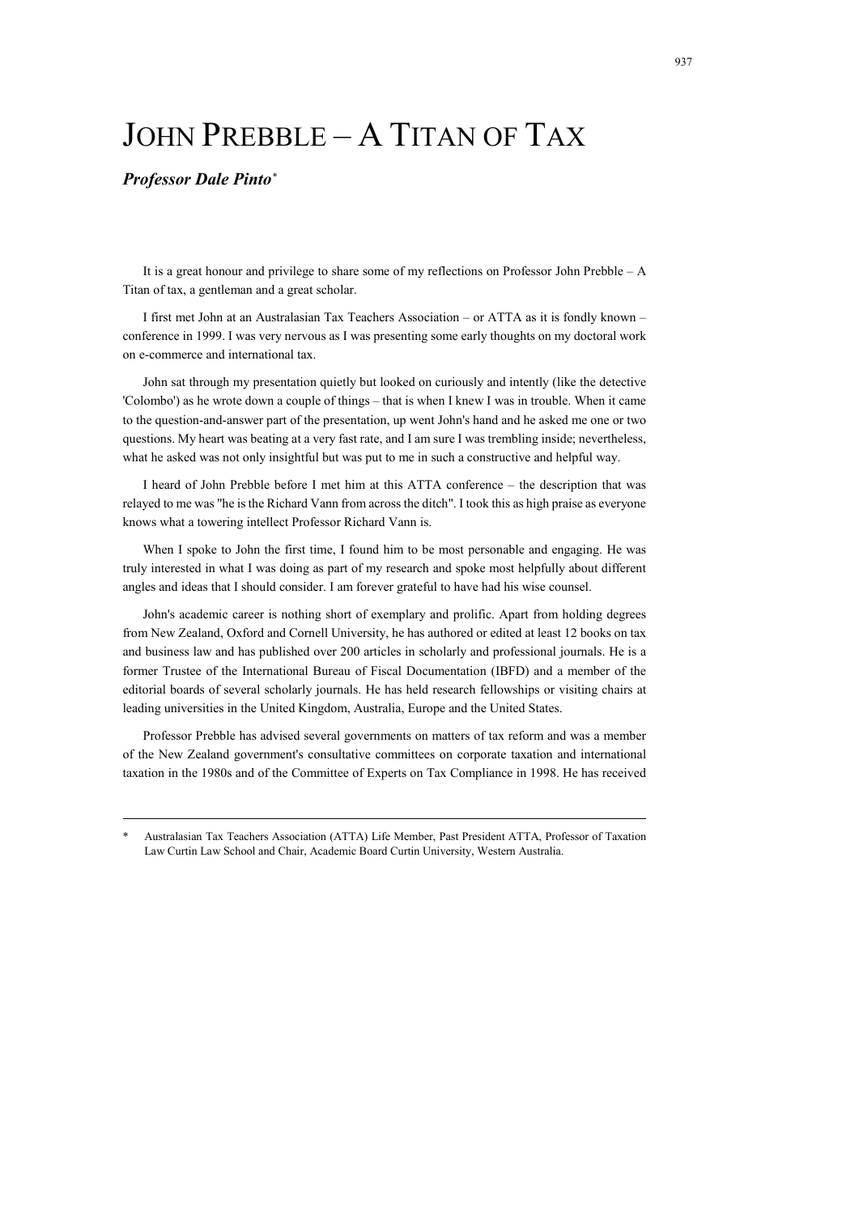# JOHN PREBBLE – A TITAN OF TAX

***Professor Dale Pinto****

It is a great honour and privilege to share some of my reflections on Professor John Prebble – A Titan of tax, a gentleman and a great scholar.

I first met John at an Australasian Tax Teachers Association – or ATTA as it is fondly known – conference in 1999. I was very nervous as I was presenting some early thoughts on my doctoral work on e-commerce and international tax.

John sat through my presentation quietly but looked on curiously and intently (like the detective 'Colombo') as he wrote down a couple of things – that is when I knew I was in trouble. When it came to the question-and-answer part of the presentation, up went John's hand and he asked me one or two questions. My heart was beating at a very fast rate, and I am sure I was trembling inside; nevertheless, what he asked was not only insightful but was put to me in such a constructive and helpful way.

I heard of John Prebble before I met him at this ATTA conference – the description that was relayed to me was "he is the Richard Vann from across the ditch". I took this as high praise as everyone knows what a towering intellect Professor Richard Vann is.

When I spoke to John the first time, I found him to be most personable and engaging. He was truly interested in what I was doing as part of my research and spoke most helpfully about different angles and ideas that I should consider. I am forever grateful to have had his wise counsel.

John's academic career is nothing short of exemplary and prolific. Apart from holding degrees from New Zealand, Oxford and Cornell University, he has authored or edited at least 12 books on tax and business law and has published over 200 articles in scholarly and professional journals. He is a former Trustee of the International Bureau of Fiscal Documentation (IBFD) and a member of the editorial boards of several scholarly journals. He has held research fellowships or visiting chairs at leading universities in the United Kingdom, Australia, Europe and the United States.

Professor Prebble has advised several governments on matters of tax reform and was a member of the New Zealand government's consultative committees on corporate taxation and international taxation in the 1980s and of the Committee of Experts on Tax Compliance in 1998. He has received

---

\* Australasian Tax Teachers Association (ATTA) Life Member, Past President ATTA, Professor of Taxation Law Curtin Law School and Chair, Academic Board Curtin University, Western Australia.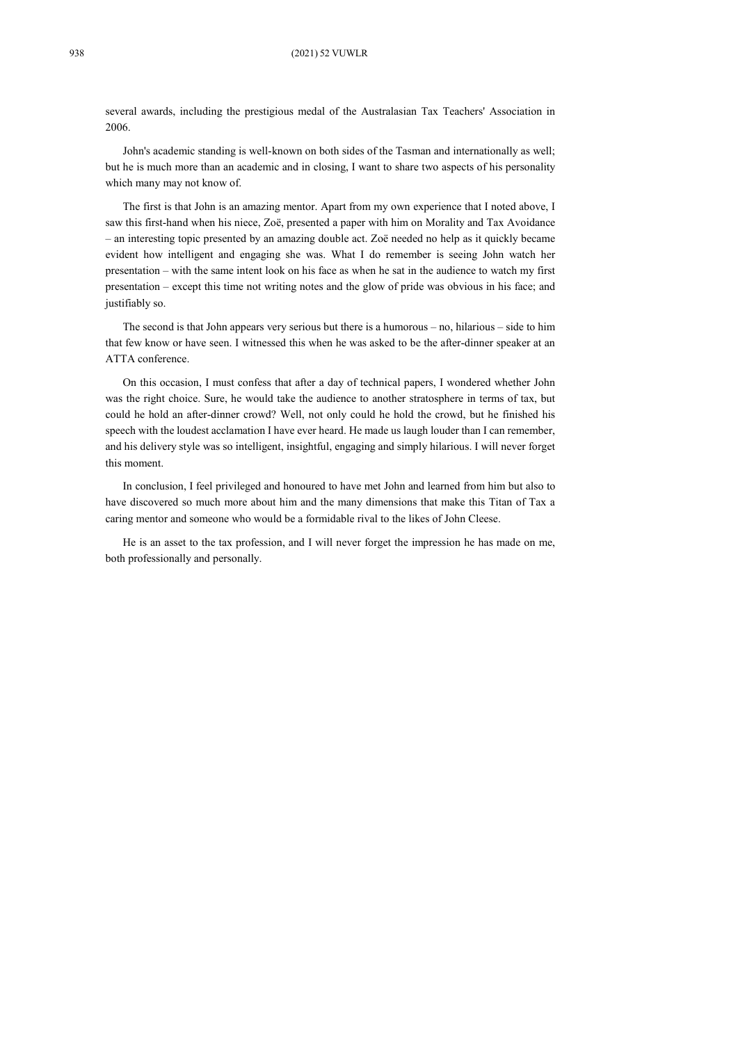several awards, including the prestigious medal of the Australasian Tax Teachers' Association in 2006.

John's academic standing is well-known on both sides of the Tasman and internationally as well; but he is much more than an academic and in closing, I want to share two aspects of his personality which many may not know of.

The first is that John is an amazing mentor. Apart from my own experience that I noted above, I saw this first-hand when his niece, Zoë, presented a paper with him on Morality and Tax Avoidance – an interesting topic presented by an amazing double act. Zoë needed no help as it quickly became evident how intelligent and engaging she was. What I do remember is seeing John watch her presentation – with the same intent look on his face as when he sat in the audience to watch my first presentation – except this time not writing notes and the glow of pride was obvious in his face; and justifiably so.

The second is that John appears very serious but there is a humorous – no, hilarious – side to him that few know or have seen. I witnessed this when he was asked to be the after-dinner speaker at an ATTA conference.

On this occasion, I must confess that after a day of technical papers, I wondered whether John was the right choice. Sure, he would take the audience to another stratosphere in terms of tax, but could he hold an after-dinner crowd? Well, not only could he hold the crowd, but he finished his speech with the loudest acclamation I have ever heard. He made us laugh louder than I can remember, and his delivery style was so intelligent, insightful, engaging and simply hilarious. I will never forget this moment.

In conclusion, I feel privileged and honoured to have met John and learned from him but also to have discovered so much more about him and the many dimensions that make this Titan of Tax a caring mentor and someone who would be a formidable rival to the likes of John Cleese.

He is an asset to the tax profession, and I will never forget the impression he has made on me, both professionally and personally.